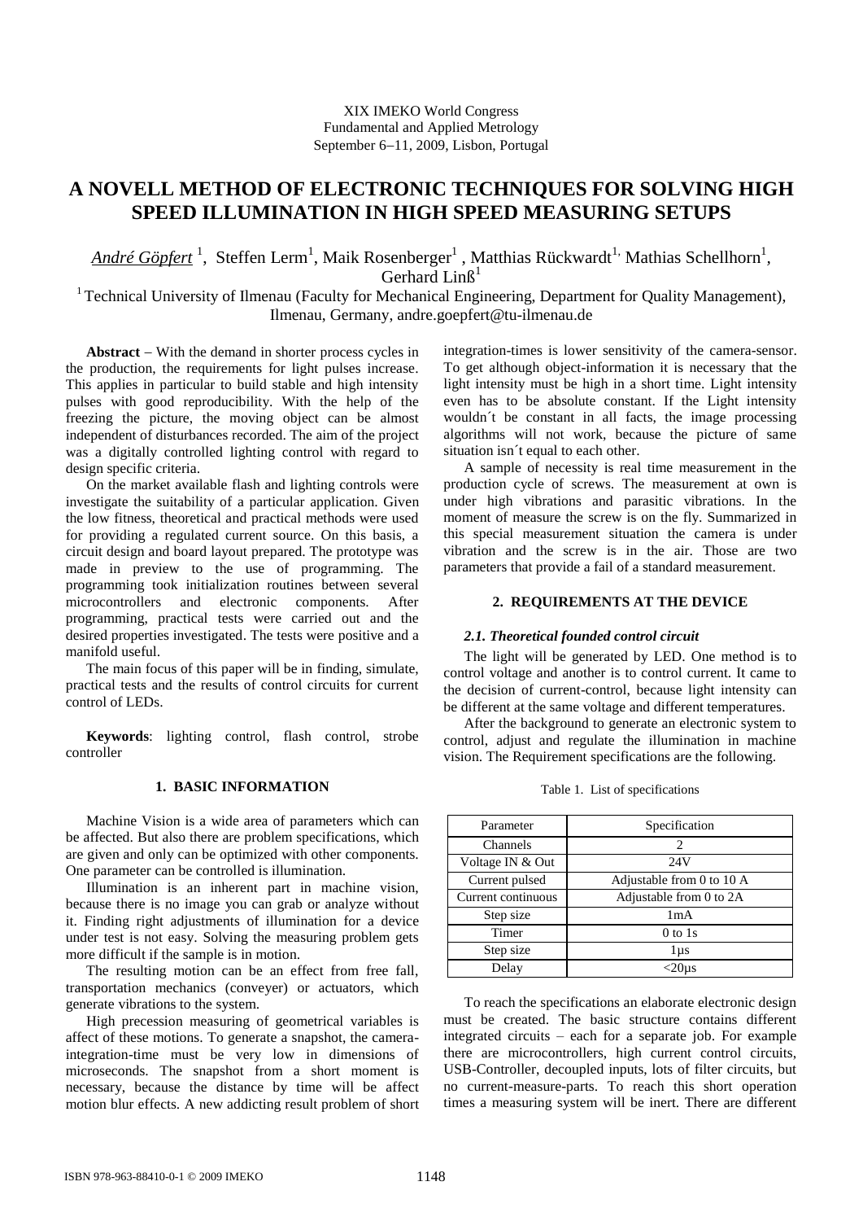XIX IMEKO World Congress
Fundamental and Applied Metrology
September 6−11, 2009, Lisbon, Portugal

# A NOVELL METHOD OF ELECTRONIC TECHNIQUES FOR SOLVING HIGH SPEED ILLUMINATION IN HIGH SPEED MEASURING SETUPS

*André Göpfert* [1], Steffen Lerm[1], Maik Rosenberger[1] , Matthias Rückwardt[1,] Mathias Schellhorn[1], Gerhard Linß[1]

[1] Technical University of Ilmenau (Faculty for Mechanical Engineering, Department for Quality Management), Ilmenau, Germany, andre.goepfert@tu-ilmenau.de

**Abstract** − With the demand in shorter process cycles in the production, the requirements for light pulses increase. This applies in particular to build stable and high intensity pulses with good reproducibility. With the help of the freezing the picture, the moving object can be almost independent of disturbances recorded. The aim of the project was a digitally controlled lighting control with regard to design specific criteria.

On the market available flash and lighting controls were investigate the suitability of a particular application. Given the low fitness, theoretical and practical methods were used for providing a regulated current source. On this basis, a circuit design and board layout prepared. The prototype was made in preview to the use of programming. The programming took initialization routines between several microcontrollers and electronic components. After programming, practical tests were carried out and the desired properties investigated. The tests were positive and a manifold useful.

The main focus of this paper will be in finding, simulate, practical tests and the results of control circuits for current control of LEDs.

**Keywords**: lighting control, flash control, strobe controller

## 1. BASIC INFORMATION

Machine Vision is a wide area of parameters which can be affected. But also there are problem specifications, which are given and only can be optimized with other components. One parameter can be controlled is illumination.

Illumination is an inherent part in machine vision, because there is no image you can grab or analyze without it. Finding right adjustments of illumination for a device under test is not easy. Solving the measuring problem gets more difficult if the sample is in motion.

The resulting motion can be an effect from free fall, transportation mechanics (conveyer) or actuators, which generate vibrations to the system.

High precession measuring of geometrical variables is affect of these motions. To generate a snapshot, the camera-integration-time must be very low in dimensions of microseconds. The snapshot from a short moment is necessary, because the distance by time will be affect motion blur effects. A new addicting result problem of short integration-times is lower sensitivity of the camera-sensor. To get although object-information it is necessary that the light intensity must be high in a short time. Light intensity even has to be absolute constant. If the Light intensity wouldn´t be constant in all facts, the image processing algorithms will not work, because the picture of same situation isn´t equal to each other.

A sample of necessity is real time measurement in the production cycle of screws. The measurement at own is under high vibrations and parasitic vibrations. In the moment of measure the screw is on the fly. Summarized in this special measurement situation the camera is under vibration and the screw is in the air. Those are two parameters that provide a fail of a standard measurement.

## 2. REQUIREMENTS AT THE DEVICE

### *2.1. Theoretical founded control circuit*

The light will be generated by LED. One method is to control voltage and another is to control current. It came to the decision of current-control, because light intensity can be different at the same voltage and different temperatures.

After the background to generate an electronic system to control, adjust and regulate the illumination in machine vision. The Requirement specifications are the following.

Table 1. List of specifications

| Parameter | Specification |
|---|---|
| Channels | 2 |
| Voltage IN & Out | 24V |
| Current pulsed | Adjustable from 0 to 10 A |
| Current continuous | Adjustable from 0 to 2A |
| Step size | 1mA |
| Timer | 0 to 1s |
| Step size | 1µs |
| Delay | <20µs |

To reach the specifications an elaborate electronic design must be created. The basic structure contains different integrated circuits – each for a separate job. For example there are microcontrollers, high current control circuits, USB-Controller, decoupled inputs, lots of filter circuits, but no current-measure-parts. To reach this short operation times a measuring system will be inert. There are different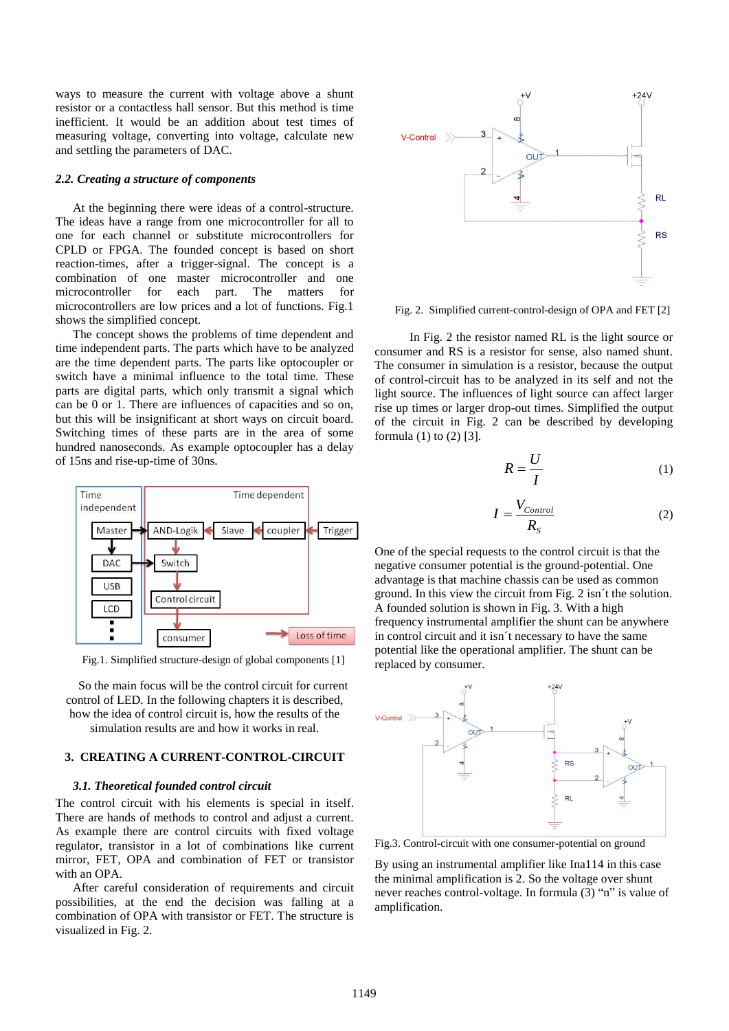ways to measure the current with voltage above a shunt resistor or a contactless hall sensor. But this method is time inefficient. It would be an addition about test times of measuring voltage, converting into voltage, calculate new and settling the parameters of DAC.

### *2.2. Creating a structure of components*

At the beginning there were ideas of a control-structure. The ideas have a range from one microcontroller for all to one for each channel or substitute microcontrollers for CPLD or FPGA. The founded concept is based on short reaction-times, after a trigger-signal. The concept is a combination of one master microcontroller and one microcontroller for each part. The matters for microcontrollers are low prices and a lot of functions. Fig.1 shows the simplified concept.

The concept shows the problems of time dependent and time independent parts. The parts which have to be analyzed are the time dependent parts. The parts like optocoupler or switch have a minimal influence to the total time. These parts are digital parts, which only transmit a signal which can be 0 or 1. There are influences of capacities and so on, but this will be insignificant at short ways on circuit board. Switching times of these parts are in the area of some hundred nanoseconds. As example optocoupler has a delay of 15ns and rise-up-time of 30ns.

Fig.1. Simplified structure-design of global components [1]

So the main focus will be the control circuit for current control of LED. In the following chapters it is described, how the idea of control circuit is, how the results of the simulation results are and how it works in real.

## 3. CREATING A CURRENT-CONTROL-CIRCUIT

### *3.1. Theoretical founded control circuit*

The control circuit with his elements is special in itself. There are hands of methods to control and adjust a current. As example there are control circuits with fixed voltage regulator, transistor in a lot of combinations like current mirror, FET, OPA and combination of FET or transistor with an OPA.

After careful consideration of requirements and circuit possibilities, at the end the decision was falling at a combination of OPA with transistor or FET. The structure is visualized in Fig. 2.

Fig. 2. Simplified current-control-design of OPA and FET [2]

In Fig. 2 the resistor named RL is the light source or consumer and RS is a resistor for sense, also named shunt. The consumer in simulation is a resistor, because the output of control-circuit has to be analyzed in its self and not the light source. The influences of light source can affect larger rise up times or larger drop-out times. Simplified the output of the circuit in Fig. 2 can be described by developing formula (1) to (2) [3].

$$R = \frac{U}{I} \tag{1}$$

$$I = \frac{V_{Control}}{R_S} \tag{2}$$

One of the special requests to the control circuit is that the negative consumer potential is the ground-potential. One advantage is that machine chassis can be used as common ground. In this view the circuit from Fig. 2 isn´t the solution. A founded solution is shown in Fig. 3. With a high frequency instrumental amplifier the shunt can be anywhere in control circuit and it isn´t necessary to have the same potential like the operational amplifier. The shunt can be replaced by consumer.

Fig.3. Control-circuit with one consumer-potential on ground

By using an instrumental amplifier like Ina114 in this case the minimal amplification is 2. So the voltage over shunt never reaches control-voltage. In formula (3) “n” is value of amplification.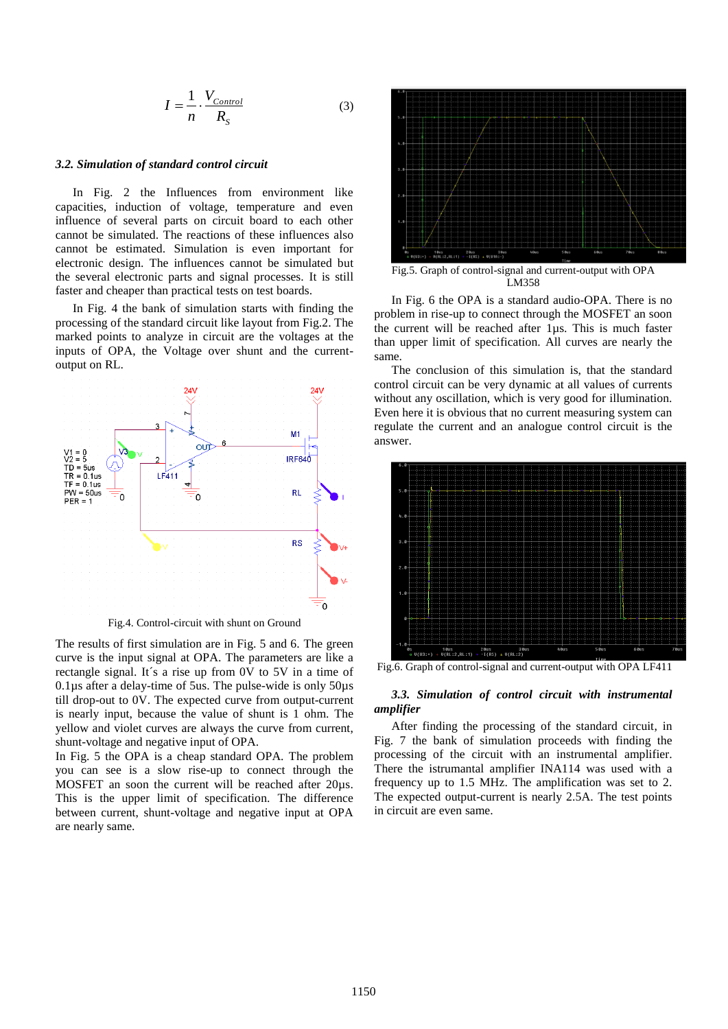$$I = \frac{1}{n} \cdot \frac{V_{Control}}{R_S} \tag{3}$$

### *3.2. Simulation of standard control circuit*

In Fig. 2 the Influences from environment like capacities, induction of voltage, temperature and even influence of several parts on circuit board to each other cannot be simulated. The reactions of these influences also cannot be estimated. Simulation is even important for electronic design. The influences cannot be simulated but the several electronic parts and signal processes. It is still faster and cheaper than practical tests on test boards.

In Fig. 4 the bank of simulation starts with finding the processing of the standard circuit like layout from Fig.2. The marked points to analyze in circuit are the voltages at the inputs of OPA, the Voltage over shunt and the current-output on RL.

Fig.4. Control-circuit with shunt on Ground

The results of first simulation are in Fig. 5 and 6. The green curve is the input signal at OPA. The parameters are like a rectangle signal. It´s a rise up from 0V to 5V in a time of 0.1µs after a delay-time of 5us. The pulse-wide is only 50µs till drop-out to 0V. The expected curve from output-current is nearly input, because the value of shunt is 1 ohm. The yellow and violet curves are always the curve from current, shunt-voltage and negative input of OPA.

In Fig. 5 the OPA is a cheap standard OPA. The problem you can see is a slow rise-up to connect through the MOSFET an soon the current will be reached after 20µs. This is the upper limit of specification. The difference between current, shunt-voltage and negative input at OPA are nearly same.

Fig.5. Graph of control-signal and current-output with OPA LM358

In Fig. 6 the OPA is a standard audio-OPA. There is no problem in rise-up to connect through the MOSFET an soon the current will be reached after 1µs. This is much faster than upper limit of specification. All curves are nearly the same.

The conclusion of this simulation is, that the standard control circuit can be very dynamic at all values of currents without any oscillation, which is very good for illumination. Even here it is obvious that no current measuring system can regulate the current and an analogue control circuit is the answer.

Fig.6. Graph of control-signal and current-output with OPA LF411

### *3.3. Simulation of control circuit with instrumental amplifier*

After finding the processing of the standard circuit, in Fig. 7 the bank of simulation proceeds with finding the processing of the circuit with an instrumental amplifier. There the istrumantal amplifier INA114 was used with a frequency up to 1.5 MHz. The amplification was set to 2. The expected output-current is nearly 2.5A. The test points in circuit are even same.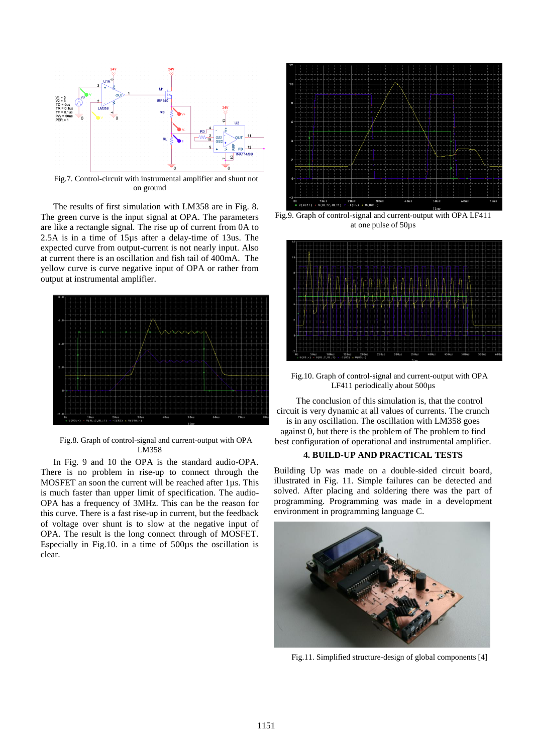Fig.7. Control-circuit with instrumental amplifier and shunt not on ground

The results of first simulation with LM358 are in Fig. 8. The green curve is the input signal at OPA. The parameters are like a rectangle signal. The rise up of current from 0A to 2.5A is in a time of 15µs after a delay-time of 13us. The expected curve from output-current is not nearly input. Also at current there is an oscillation and fish tail of 400mA. The yellow curve is curve negative input of OPA or rather from output at instrumental amplifier.

Fig.8. Graph of control-signal and current-output with OPA LM358

In Fig. 9 and 10 the OPA is the standard audio-OPA. There is no problem in rise-up to connect through the MOSFET an soon the current will be reached after 1µs. This is much faster than upper limit of specification. The audio-OPA has a frequency of 3MHz. This can be the reason for this curve. There is a fast rise-up in current, but the feedback of voltage over shunt is to slow at the negative input of OPA. The result is the long connect through of MOSFET. Especially in Fig.10. in a time of 500µs the oscillation is clear.

Fig.9. Graph of control-signal and current-output with OPA LF411 at one pulse of 50µs

Fig.10. Graph of control-signal and current-output with OPA LF411 periodically about 500µs

The conclusion of this simulation is, that the control circuit is very dynamic at all values of currents. The crunch is in any oscillation. The oscillation with LM358 goes against 0, but there is the problem of The problem to find best configuration of operational and instrumental amplifier.

## 4. BUILD-UP AND PRACTICAL TESTS

Building Up was made on a double-sided circuit board, illustrated in Fig. 11. Simple failures can be detected and solved. After placing and soldering there was the part of programming. Programming was made in a development environment in programming language C.

Fig.11. Simplified structure-design of global components [4]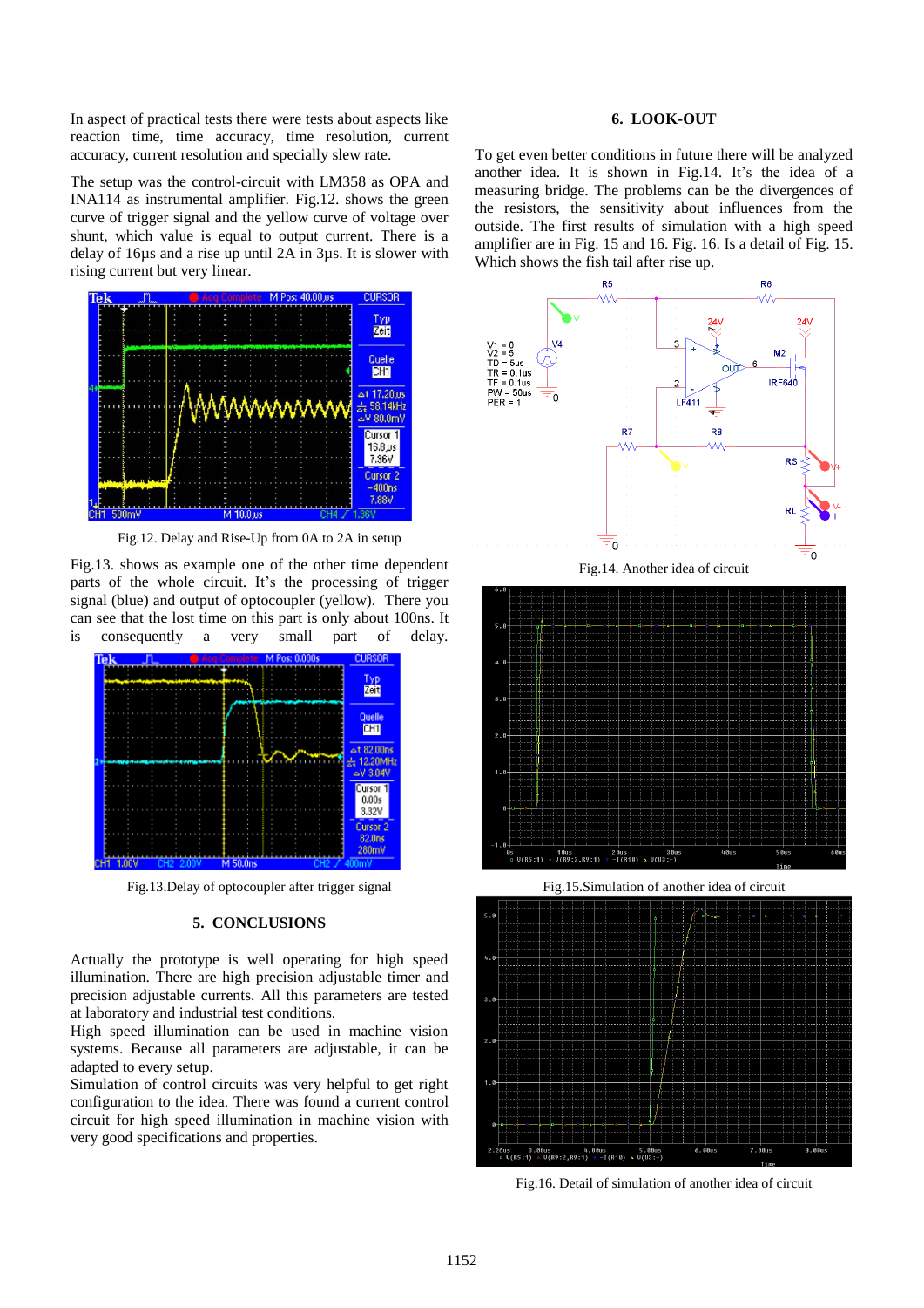In aspect of practical tests there were tests about aspects like reaction time, time accuracy, time resolution, current accuracy, current resolution and specially slew rate.

The setup was the control-circuit with LM358 as OPA and INA114 as instrumental amplifier. Fig.12. shows the green curve of trigger signal and the yellow curve of voltage over shunt, which value is equal to output current. There is a delay of 16µs and a rise up until 2A in 3µs. It is slower with rising current but very linear.

Fig.12. Delay and Rise-Up from 0A to 2A in setup

Fig.13. shows as example one of the other time dependent parts of the whole circuit. It's the processing of trigger signal (blue) and output of optocoupler (yellow). There you can see that the lost time on this part is only about 100ns. It is consequently a very small part of delay.

Fig.13.Delay of optocoupler after trigger signal

## 5. CONCLUSIONS

Actually the prototype is well operating for high speed illumination. There are high precision adjustable timer and precision adjustable currents. All this parameters are tested at laboratory and industrial test conditions.

High speed illumination can be used in machine vision systems. Because all parameters are adjustable, it can be adapted to every setup.

Simulation of control circuits was very helpful to get right configuration to the idea. There was found a current control circuit for high speed illumination in machine vision with very good specifications and properties.

## 6. LOOK-OUT

To get even better conditions in future there will be analyzed another idea. It is shown in Fig.14. It's the idea of a measuring bridge. The problems can be the divergences of the resistors, the sensitivity about influences from the outside. The first results of simulation with a high speed amplifier are in Fig. 15 and 16. Fig. 16. Is a detail of Fig. 15. Which shows the fish tail after rise up.

Fig.14. Another idea of circuit

Fig.15.Simulation of another idea of circuit

Fig.16. Detail of simulation of another idea of circuit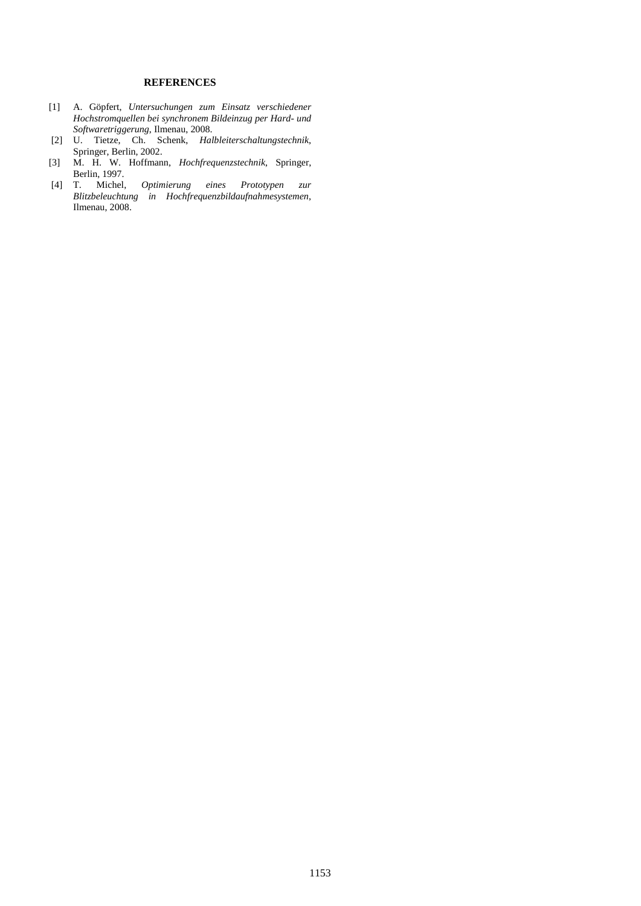## REFERENCES

[1] A. Göpfert, *Untersuchungen zum Einsatz verschiedener Hochstromquellen bei synchronem Bildeinzug per Hard- und Softwaretriggerung*, Ilmenau, 2008.

[2] U. Tietze, Ch. Schenk, *Halbleiterschaltungstechnik*, Springer, Berlin, 2002.

[3] M. H. W. Hoffmann, *Hochfrequenzstechnik*, Springer, Berlin, 1997.

[4] T. Michel, *Optimierung eines Prototypen zur Blitzbeleuchtung in Hochfrequenzbildaufnahmesystemen*, Ilmenau, 2008.